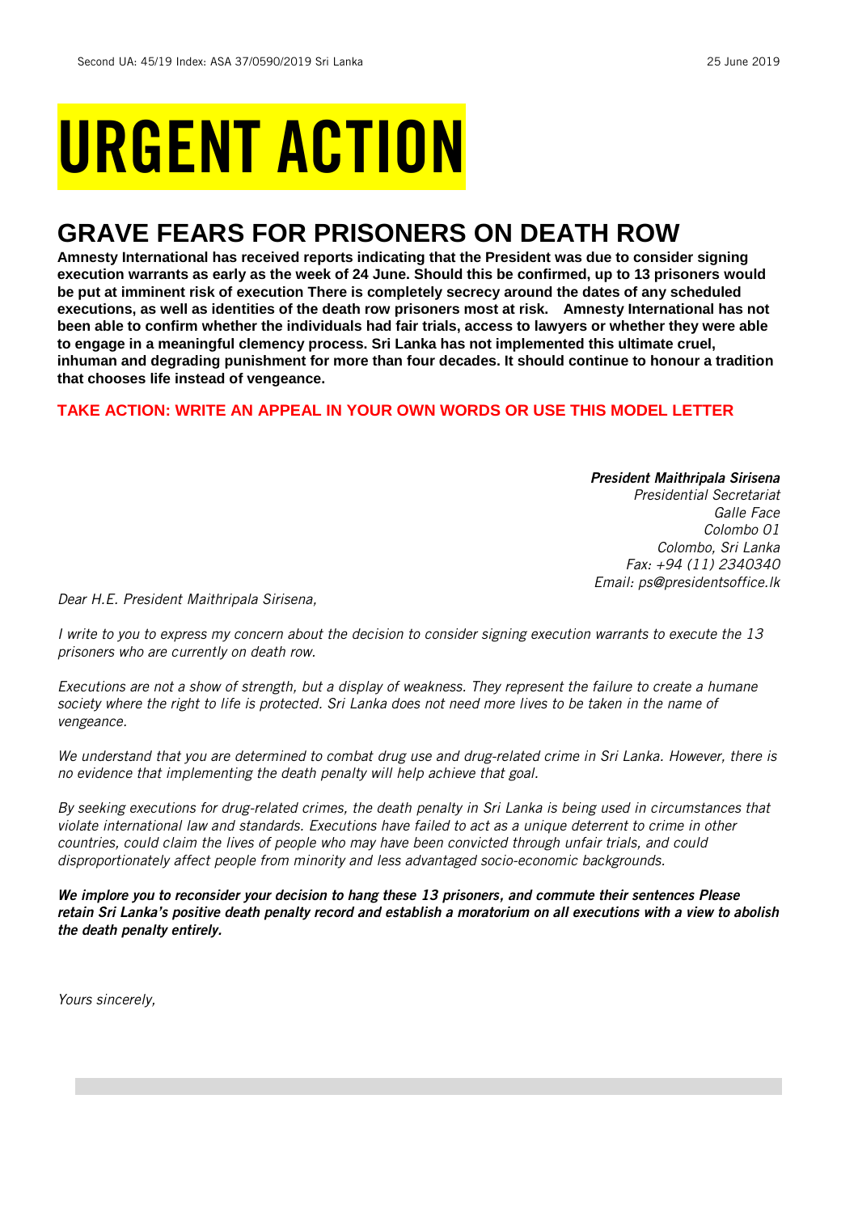# URGENT ACTION

## GRAVE FEARS FOR PRISONERS ON DEATH ROW

**Amnesty International has received reports indicating that the President was due to consider signing execution warrants as early as the week of 24 June. Should this be confirmed, up to 13 prisoners would be put at imminent risk of execution There is completely secrecy around the dates of any scheduled executions, as well as identities of the death row prisoners most at risk. Amnesty International has not been able to confirm whether the individuals had fair trials, access to lawyers or whether they were able to engage in a meaningful clemency process. Sri Lanka has not implemented this ultimate cruel, inhuman and degrading punishment for more than four decades. It should continue to honour a tradition that chooses life instead of vengeance.**

**TAKE ACTION: WRITE AN APPEAL IN YOUR OWN WORDS OR USE THIS MODEL LETTER**

***President Maithripala Sirisena***
*Presidential Secretariat*
*Galle Face*
*Colombo 01*
*Colombo, Sri Lanka*
*Fax: +94 (11) 2340340*
*Email: ps@presidentsoffice.lk*

*Dear H.E. President Maithripala Sirisena,*

*I write to you to express my concern about the decision to consider signing execution warrants to execute the 13 prisoners who are currently on death row.*

*Executions are not a show of strength, but a display of weakness. They represent the failure to create a humane society where the right to life is protected. Sri Lanka does not need more lives to be taken in the name of vengeance.*

*We understand that you are determined to combat drug use and drug-related crime in Sri Lanka. However, there is no evidence that implementing the death penalty will help achieve that goal.*

*By seeking executions for drug-related crimes, the death penalty in Sri Lanka is being used in circumstances that violate international law and standards. Executions have failed to act as a unique deterrent to crime in other countries, could claim the lives of people who may have been convicted through unfair trials, and could disproportionately affect people from minority and less advantaged socio-economic backgrounds.*

***We implore you to reconsider your decision to hang these 13 prisoners, and commute their sentences Please retain Sri Lanka's positive death penalty record and establish a moratorium on all executions with a view to abolish the death penalty entirely.***

*Yours sincerely,*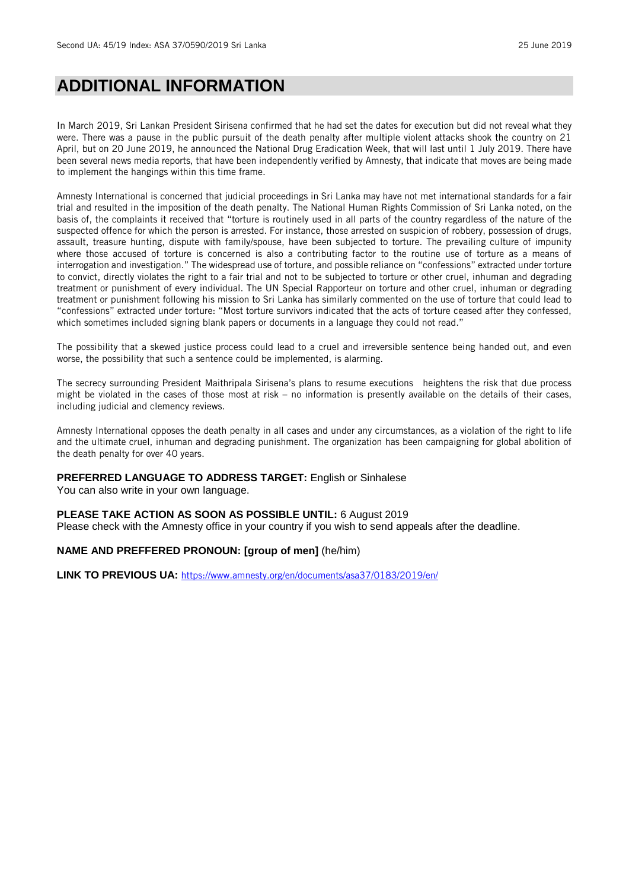# ADDITIONAL INFORMATION

In March 2019, Sri Lankan President Sirisena confirmed that he had set the dates for execution but did not reveal what they were. There was a pause in the public pursuit of the death penalty after multiple violent attacks shook the country on 21 April, but on 20 June 2019, he announced the National Drug Eradication Week, that will last until 1 July 2019. There have been several news media reports, that have been independently verified by Amnesty, that indicate that moves are being made to implement the hangings within this time frame.

Amnesty International is concerned that judicial proceedings in Sri Lanka may have not met international standards for a fair trial and resulted in the imposition of the death penalty. The National Human Rights Commission of Sri Lanka noted, on the basis of, the complaints it received that "torture is routinely used in all parts of the country regardless of the nature of the suspected offence for which the person is arrested. For instance, those arrested on suspicion of robbery, possession of drugs, assault, treasure hunting, dispute with family/spouse, have been subjected to torture. The prevailing culture of impunity where those accused of torture is concerned is also a contributing factor to the routine use of torture as a means of interrogation and investigation." The widespread use of torture, and possible reliance on "confessions" extracted under torture to convict, directly violates the right to a fair trial and not to be subjected to torture or other cruel, inhuman and degrading treatment or punishment of every individual. The UN Special Rapporteur on torture and other cruel, inhuman or degrading treatment or punishment following his mission to Sri Lanka has similarly commented on the use of torture that could lead to "confessions" extracted under torture: "Most torture survivors indicated that the acts of torture ceased after they confessed, which sometimes included signing blank papers or documents in a language they could not read."

The possibility that a skewed justice process could lead to a cruel and irreversible sentence being handed out, and even worse, the possibility that such a sentence could be implemented, is alarming.

The secrecy surrounding President Maithripala Sirisena's plans to resume executions heightens the risk that due process might be violated in the cases of those most at risk – no information is presently available on the details of their cases, including judicial and clemency reviews.

Amnesty International opposes the death penalty in all cases and under any circumstances, as a violation of the right to life and the ultimate cruel, inhuman and degrading punishment. The organization has been campaigning for global abolition of the death penalty for over 40 years.

**PREFERRED LANGUAGE TO ADDRESS TARGET:** English or Sinhalese
You can also write in your own language.

**PLEASE TAKE ACTION AS SOON AS POSSIBLE UNTIL:** 6 August 2019
Please check with the Amnesty office in your country if you wish to send appeals after the deadline.

**NAME AND PREFFERED PRONOUN: [group of men]** (he/him)

**LINK TO PREVIOUS UA:** https://www.amnesty.org/en/documents/asa37/0183/2019/en/